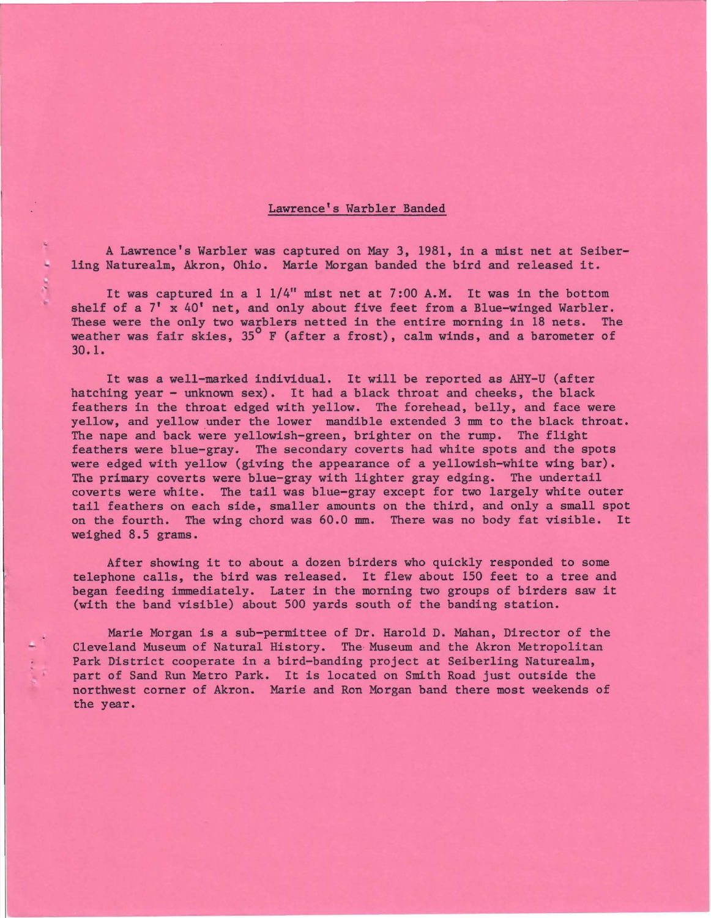## Lawrence's Warbler Banded

A Lawrence's Warbler was captured on May 3, 1981, in a mist net at Seiberling Naturealm, Akron, Ohio. Marie Morgan banded the bird and released it.

It was captured in a 1 1/4" mist net at 7:00 A.M. It was in the bottom shelf of a 7' x 40' net, and only about five feet from a Blue-winged Warbler. These were the only two warblers netted in the entire morning in 18 nets. The weather was fair skies, 35° F (after a frost), calm winds, and a barometer of 30.1.

It was a well-marked individual. It will be reported as AHY-U (after hatching year - unknown sex). It had a black throat and cheeks, the black feathers in the throat edged with yellow. The forehead, belly, and face were yellow, and yellow under the lower mandible extended 3 mm to the black throat. The nape and back were yellowish-green, brighter on the rump. The flight feathers were blue-gray. The secondary coverts had white spots and the spots were edged with yellow (giving the appearance of a yellowish-white wing bar). The primary coverts were blue-gray with lighter gray edging. The undertail coverts were white. The tail was blue-gray except for two largely white outer tail feathers on each side, smaller amounts on the third, and only a small spot on the fourth. The wing chord was 60.0 mm. There was no body fat visible. It weighed 8.5 grams.

After showing it to about a dozen birders who quickly responded to some telephone calls, the bird was released. It flew about 150 feet to a tree and began feeding immediately. Later in the morning two groups of birders saw it (with the band visible) about 500 yards south of the banding station.

Marie Morgan is a sub-permittee of Dr. Harold D. Mahan, Director of the Cleveland Museum of Natural History. The Museum and the Akron Metropolitan Park District cooperate in a bird-banding project at Seiberling Naturealm, part of Sand Run Metro Park. It is located on Smith Road just outside the northwest corner of Akron. Marie and Ron Morgan band there most weekends of the year.